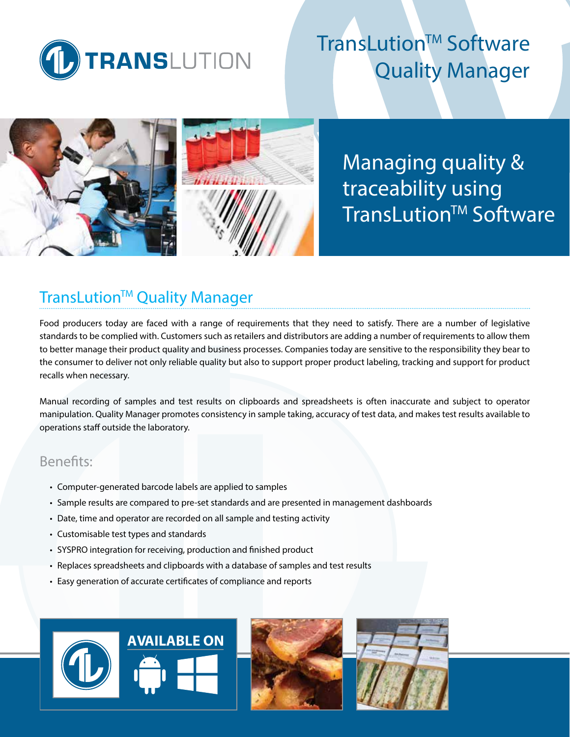TRANSLUTION

# TransLution™ Software Quality Manager

## Managing quality & traceability using TransLution™ Software

## TransLution™ Quality Manager

Food producers today are faced with a range of requirements that they need to satisfy. There are a number of legislative standards to be complied with. Customers such as retailers and distributors are adding a number of requirements to allow them to better manage their product quality and business processes. Companies today are sensitive to the responsibility they bear to the consumer to deliver not only reliable quality but also to support proper product labeling, tracking and support for product recalls when necessary.

Manual recording of samples and test results on clipboards and spreadsheets is often inaccurate and subject to operator manipulation. Quality Manager promotes consistency in sample taking, accuracy of test data, and makes test results available to operations staff outside the laboratory.

### Benefits:

- Computer-generated barcode labels are applied to samples
- Sample results are compared to pre-set standards and are presented in management dashboards
- Date, time and operator are recorded on all sample and testing activity
- Customisable test types and standards
- SYSPRO integration for receiving, production and finished product
- Replaces spreadsheets and clipboards with a database of samples and test results
- Easy generation of accurate certificates of compliance and reports

AVAILABLE ON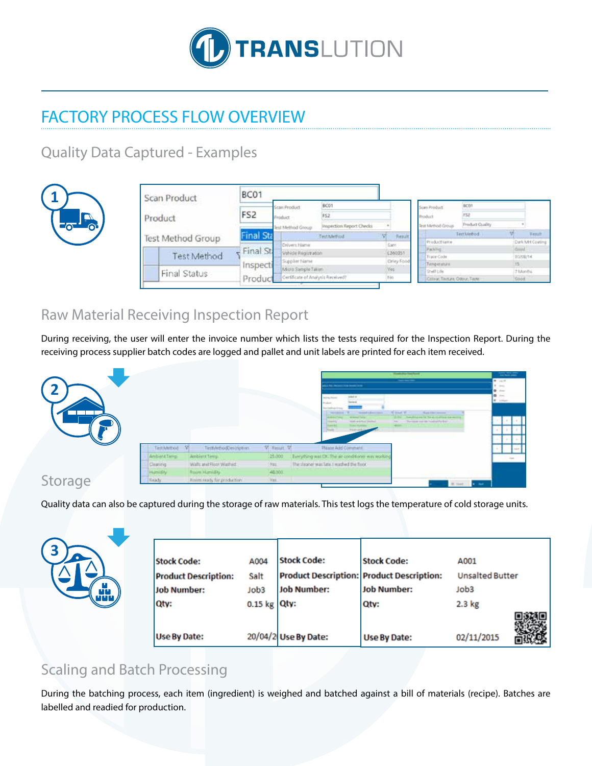# FACTORY PROCESS FLOW OVERVIEW

## Quality Data Captured - Examples

## Raw Material Receiving Inspection Report

During receiving, the user will enter the invoice number which lists the tests required for the Inspection Report. During the receiving process supplier batch codes are logged and pallet and unit labels are printed for each item received.

## Storage

Quality data can also be captured during the storage of raw materials. This test logs the temperature of cold storage units.

## Scaling and Batch Processing

During the batching process, each item (ingredient) is weighed and batched against a bill of materials (recipe). Batches are labelled and readied for production.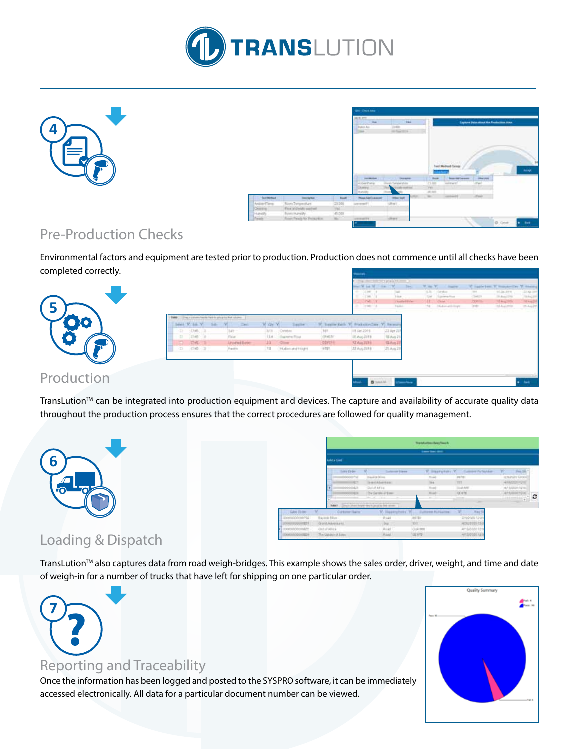## Pre-Production Checks

Environmental factors and equipment are tested prior to production. Production does not commence until all checks have been completed correctly.

## Production

TransLution™ can be integrated into production equipment and devices. The capture and availability of accurate quality data throughout the production process ensures that the correct procedures are followed for quality management.

## Loading & Dispatch

TransLution™ also captures data from road weigh-bridges. This example shows the sales order, driver, weight, and time and date of weigh-in for a number of trucks that have left for shipping on one particular order.

## Reporting and Traceability

Once the information has been logged and posted to the SYSPRO software, it can be immediately accessed electronically. All data for a particular document number can be viewed.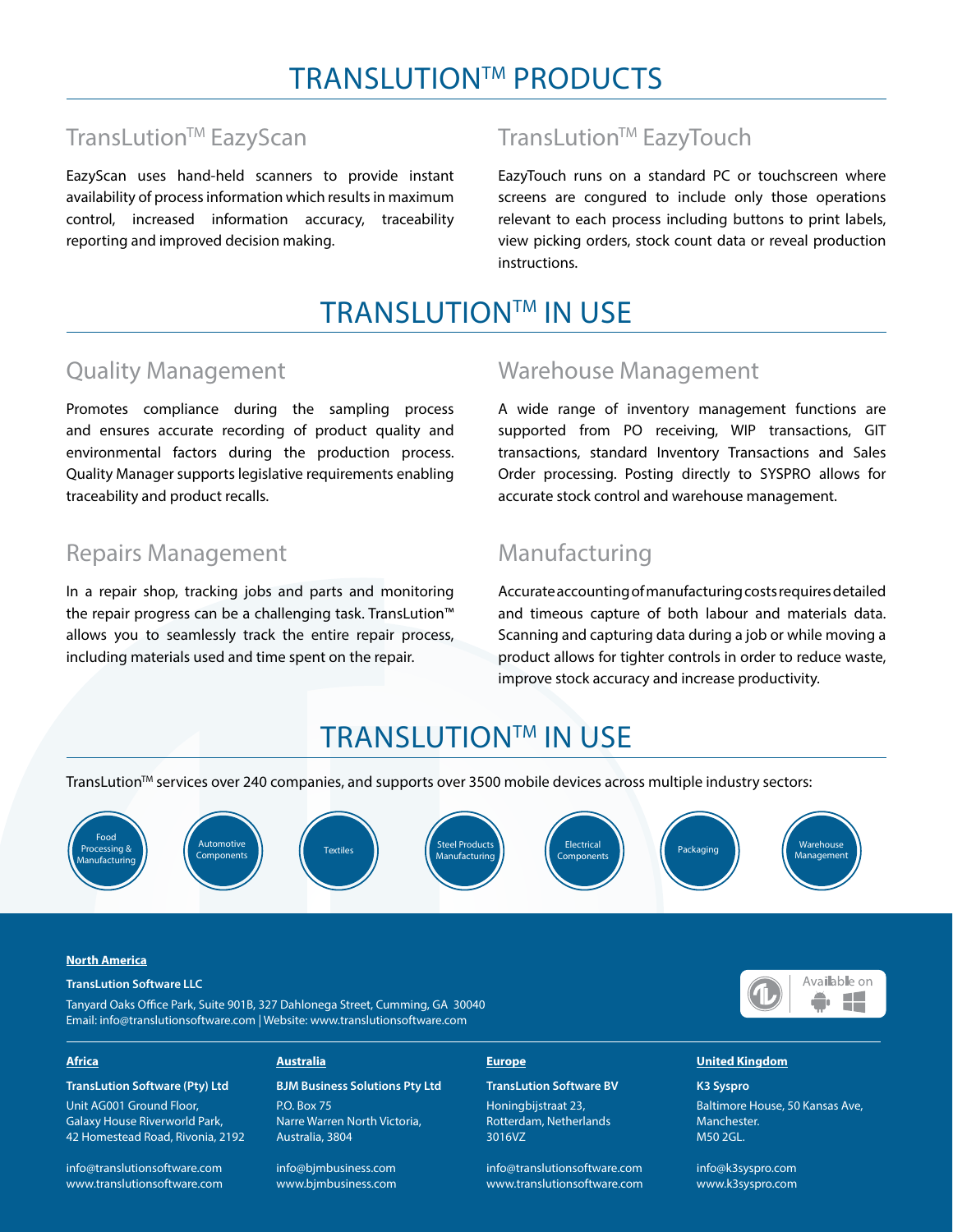# TRANSLUTION™ PRODUCTS

## TransLution™ EazyScan

EazyScan uses hand-held scanners to provide instant availability of process information which results in maximum control, increased information accuracy, traceability reporting and improved decision making.

## TransLution™ EazyTouch

EazyTouch runs on a standard PC or touchscreen where screens are congured to include only those operations relevant to each process including buttons to print labels, view picking orders, stock count data or reveal production instructions.

# TRANSLUTION™ IN USE

## Quality Management

Promotes compliance during the sampling process and ensures accurate recording of product quality and environmental factors during the production process. Quality Manager supports legislative requirements enabling traceability and product recalls.

## Warehouse Management

A wide range of inventory management functions are supported from PO receiving, WIP transactions, GIT transactions, standard Inventory Transactions and Sales Order processing. Posting directly to SYSPRO allows for accurate stock control and warehouse management.

## Repairs Management

In a repair shop, tracking jobs and parts and monitoring the repair progress can be a challenging task. TransLution™ allows you to seamlessly track the entire repair process, including materials used and time spent on the repair.

## Manufacturing

Accurate accounting of manufacturing costs requires detailed and timeous capture of both labour and materials data. Scanning and capturing data during a job or while moving a product allows for tighter controls in order to reduce waste, improve stock accuracy and increase productivity.

# TRANSLUTION™ IN USE

TransLution™ services over 240 companies, and supports over 3500 mobile devices across multiple industry sectors:

- Food Processing & Manufacturing
- Automotive Components
- Textiles
- Steel Products Manufacturing
- Electrical Components
- Packaging
- Warehouse Management

**North America**

**TransLution Software LLC**

Tanyard Oaks Office Park, Suite 901B, 327 Dahlonega Street, Cumming, GA 30040
Email: info@translutionsoftware.com | Website: www.translutionsoftware.com

Available on

**Africa**

**TransLution Software (Pty) Ltd**

Unit AG001 Ground Floor,
Galaxy House Riverworld Park,
42 Homestead Road, Rivonia, 2192

info@translutionsoftware.com
www.translutionsoftware.com

**Australia**

**BJM Business Solutions Pty Ltd**

P.O. Box 75
Narre Warren North Victoria,
Australia, 3804

info@bjmbusiness.com
www.bjmbusiness.com

**Europe**

**TransLution Software BV**

Honingbijstraat 23,
Rotterdam, Netherlands
3016VZ

info@translutionsoftware.com
www.translutionsoftware.com

**United Kingdom**

**K3 Syspro**

Baltimore House, 50 Kansas Ave,
Manchester.
M50 2GL.

info@k3syspro.com
www.k3syspro.com